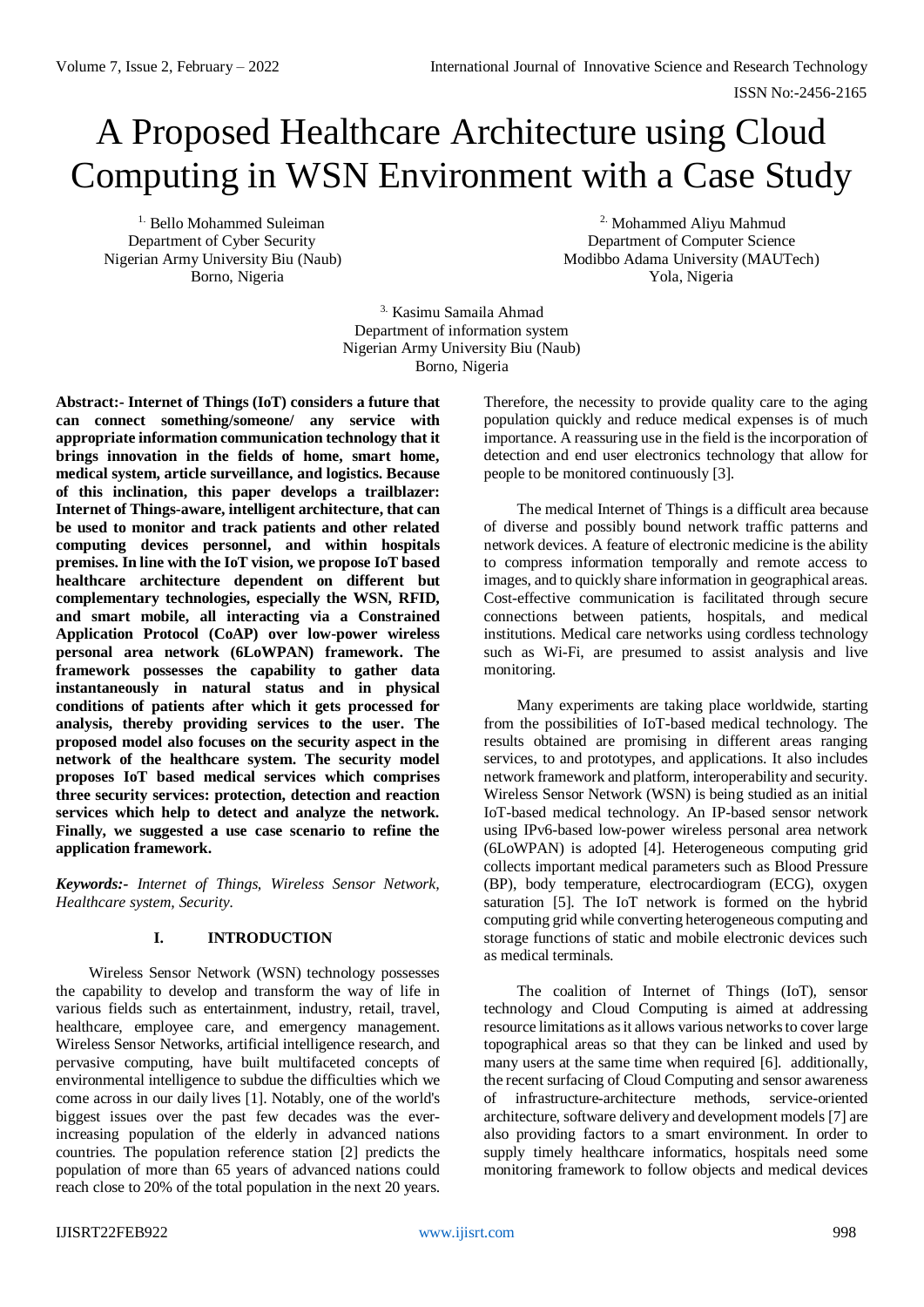# A Proposed Healthcare Architecture using Cloud Computing in WSN Environment with a Case Study

[1.] Bello Mohammed Suleiman
Department of Cyber Security
Nigerian Army University Biu (Naub)
Borno, Nigeria

[2.] Mohammed Aliyu Mahmud
Department of Computer Science
Modibbo Adama University (MAUTech)
Yola, Nigeria

[3.] Kasimu Samaila Ahmad
Department of information system
Nigerian Army University Biu (Naub)
Borno, Nigeria

**Abstract:- Internet of Things (IoT) considers a future that can connect something/someone/ any service with appropriate information communication technology that it brings innovation in the fields of home, smart home, medical system, article surveillance, and logistics. Because of this inclination, this paper develops a trailblazer: Internet of Things-aware, intelligent architecture, that can be used to monitor and track patients and other related computing devices personnel, and within hospitals premises. In line with the IoT vision, we propose IoT based healthcare architecture dependent on different but complementary technologies, especially the WSN, RFID, and smart mobile, all interacting via a Constrained Application Protocol (CoAP) over low-power wireless personal area network (6LoWPAN) framework. The framework possesses the capability to gather data instantaneously in natural status and in physical conditions of patients after which it gets processed for analysis, thereby providing services to the user. The proposed model also focuses on the security aspect in the network of the healthcare system. The security model proposes IoT based medical services which comprises three security services: protection, detection and reaction services which help to detect and analyze the network. Finally, we suggested a use case scenario to refine the application framework.**

***Keywords:-*** *Internet of Things, Wireless Sensor Network, Healthcare system, Security.*

## I. INTRODUCTION

Wireless Sensor Network (WSN) technology possesses the capability to develop and transform the way of life in various fields such as entertainment, industry, retail, travel, healthcare, employee care, and emergency management. Wireless Sensor Networks, artificial intelligence research, and pervasive computing, have built multifaceted concepts of environmental intelligence to subdue the difficulties which we come across in our daily lives [1]. Notably, one of the world's biggest issues over the past few decades was the ever-increasing population of the elderly in advanced nations countries. The population reference station [2] predicts the population of more than 65 years of advanced nations could reach close to 20% of the total population in the next 20 years. Therefore, the necessity to provide quality care to the aging population quickly and reduce medical expenses is of much importance. A reassuring use in the field is the incorporation of detection and end user electronics technology that allow for people to be monitored continuously [3].

The medical Internet of Things is a difficult area because of diverse and possibly bound network traffic patterns and network devices. A feature of electronic medicine is the ability to compress information temporally and remote access to images, and to quickly share information in geographical areas. Cost-effective communication is facilitated through secure connections between patients, hospitals, and medical institutions. Medical care networks using cordless technology such as Wi-Fi, are presumed to assist analysis and live monitoring.

Many experiments are taking place worldwide, starting from the possibilities of IoT-based medical technology. The results obtained are promising in different areas ranging services, to and prototypes, and applications. It also includes network framework and platform, interoperability and security. Wireless Sensor Network (WSN) is being studied as an initial IoT-based medical technology. An IP-based sensor network using IPv6-based low-power wireless personal area network (6LoWPAN) is adopted [4]. Heterogeneous computing grid collects important medical parameters such as Blood Pressure (BP), body temperature, electrocardiogram (ECG), oxygen saturation [5]. The IoT network is formed on the hybrid computing grid while converting heterogeneous computing and storage functions of static and mobile electronic devices such as medical terminals.

The coalition of Internet of Things (IoT), sensor technology and Cloud Computing is aimed at addressing resource limitations as it allows various networks to cover large topographical areas so that they can be linked and used by many users at the same time when required [6]. additionally, the recent surfacing of Cloud Computing and sensor awareness of infrastructure-architecture methods, service-oriented architecture, software delivery and development models [7] are also providing factors to a smart environment. In order to supply timely healthcare informatics, hospitals need some monitoring framework to follow objects and medical devices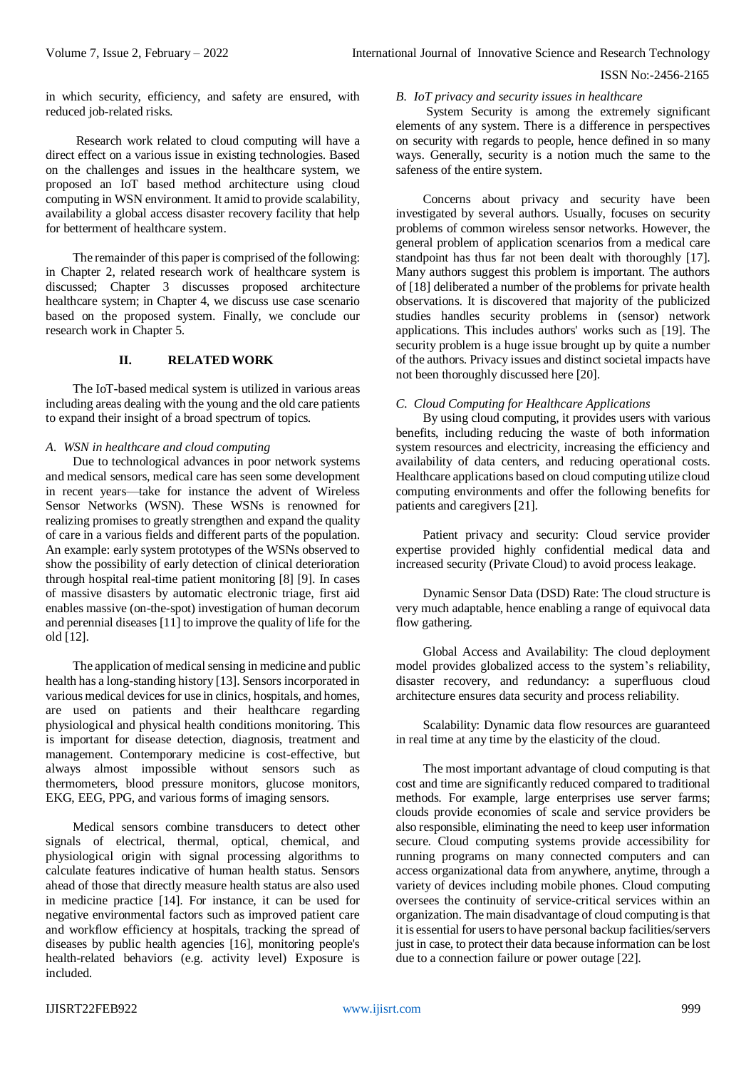in which security, efficiency, and safety are ensured, with reduced job-related risks.

Research work related to cloud computing will have a direct effect on a various issue in existing technologies. Based on the challenges and issues in the healthcare system, we proposed an IoT based method architecture using cloud computing in WSN environment. It amid to provide scalability, availability a global access disaster recovery facility that help for betterment of healthcare system.

The remainder of this paper is comprised of the following: in Chapter 2, related research work of healthcare system is discussed; Chapter 3 discusses proposed architecture healthcare system; in Chapter 4, we discuss use case scenario based on the proposed system. Finally, we conclude our research work in Chapter 5.

## II. RELATED WORK

The IoT-based medical system is utilized in various areas including areas dealing with the young and the old care patients to expand their insight of a broad spectrum of topics.

### *A. WSN in healthcare and cloud computing*

Due to technological advances in poor network systems and medical sensors, medical care has seen some development in recent years—take for instance the advent of Wireless Sensor Networks (WSN). These WSNs is renowned for realizing promises to greatly strengthen and expand the quality of care in a various fields and different parts of the population. An example: early system prototypes of the WSNs observed to show the possibility of early detection of clinical deterioration through hospital real-time patient monitoring [8] [9]. In cases of massive disasters by automatic electronic triage, first aid enables massive (on-the-spot) investigation of human decorum and perennial diseases [11] to improve the quality of life for the old [12].

The application of medical sensing in medicine and public health has a long-standing history [13]. Sensors incorporated in various medical devices for use in clinics, hospitals, and homes, are used on patients and their healthcare regarding physiological and physical health conditions monitoring. This is important for disease detection, diagnosis, treatment and management. Contemporary medicine is cost-effective, but always almost impossible without sensors such as thermometers, blood pressure monitors, glucose monitors, EKG, EEG, PPG, and various forms of imaging sensors.

Medical sensors combine transducers to detect other signals of electrical, thermal, optical, chemical, and physiological origin with signal processing algorithms to calculate features indicative of human health status. Sensors ahead of those that directly measure health status are also used in medicine practice [14]. For instance, it can be used for negative environmental factors such as improved patient care and workflow efficiency at hospitals, tracking the spread of diseases by public health agencies [16], monitoring people's health-related behaviors (e.g. activity level) Exposure is included.

### *B. IoT privacy and security issues in healthcare*

System Security is among the extremely significant elements of any system. There is a difference in perspectives on security with regards to people, hence defined in so many ways. Generally, security is a notion much the same to the safeness of the entire system.

Concerns about privacy and security have been investigated by several authors. Usually, focuses on security problems of common wireless sensor networks. However, the general problem of application scenarios from a medical care standpoint has thus far not been dealt with thoroughly [17]. Many authors suggest this problem is important. The authors of [18] deliberated a number of the problems for private health observations. It is discovered that majority of the publicized studies handles security problems in (sensor) network applications. This includes authors' works such as [19]. The security problem is a huge issue brought up by quite a number of the authors. Privacy issues and distinct societal impacts have not been thoroughly discussed here [20].

### *C. Cloud Computing for Healthcare Applications*

By using cloud computing, it provides users with various benefits, including reducing the waste of both information system resources and electricity, increasing the efficiency and availability of data centers, and reducing operational costs. Healthcare applications based on cloud computing utilize cloud computing environments and offer the following benefits for patients and caregivers [21].

Patient privacy and security: Cloud service provider expertise provided highly confidential medical data and increased security (Private Cloud) to avoid process leakage.

Dynamic Sensor Data (DSD) Rate: The cloud structure is very much adaptable, hence enabling a range of equivocal data flow gathering.

Global Access and Availability: The cloud deployment model provides globalized access to the system's reliability, disaster recovery, and redundancy: a superfluous cloud architecture ensures data security and process reliability.

Scalability: Dynamic data flow resources are guaranteed in real time at any time by the elasticity of the cloud.

The most important advantage of cloud computing is that cost and time are significantly reduced compared to traditional methods. For example, large enterprises use server farms; clouds provide economies of scale and service providers be also responsible, eliminating the need to keep user information secure. Cloud computing systems provide accessibility for running programs on many connected computers and can access organizational data from anywhere, anytime, through a variety of devices including mobile phones. Cloud computing oversees the continuity of service-critical services within an organization. The main disadvantage of cloud computing is that it is essential for users to have personal backup facilities/servers just in case, to protect their data because information can be lost due to a connection failure or power outage [22].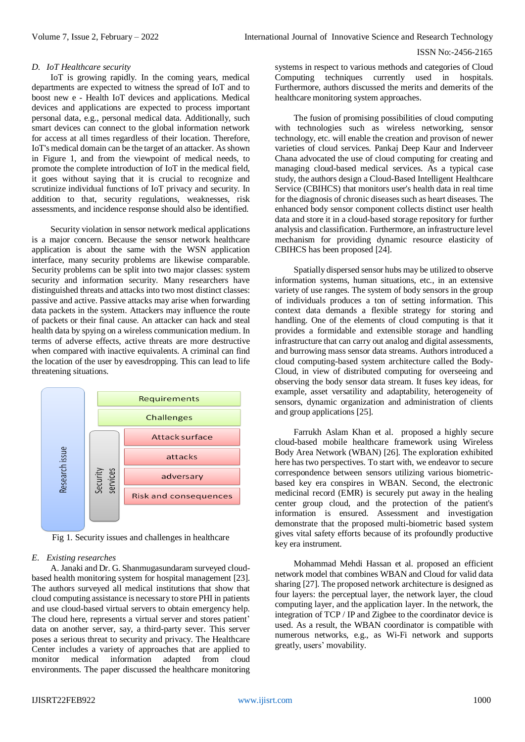### D. IoT Healthcare security

IoT is growing rapidly. In the coming years, medical departments are expected to witness the spread of IoT and to boost new e - Health IoT devices and applications. Medical devices and applications are expected to process important personal data, e.g., personal medical data. Additionally, such smart devices can connect to the global information network for access at all times regardless of their location. Therefore, IoT's medical domain can be the target of an attacker. As shown in Figure 1, and from the viewpoint of medical needs, to promote the complete introduction of IoT in the medical field, it goes without saying that it is crucial to recognize and scrutinize individual functions of IoT privacy and security. In addition to that, security regulations, weaknesses, risk assessments, and incidence response should also be identified.

Security violation in sensor network medical applications is a major concern. Because the sensor network healthcare application is about the same with the WSN application interface, many security problems are likewise comparable. Security problems can be split into two major classes: system security and information security. Many researchers have distinguished threats and attacks into two most distinct classes: passive and active. Passive attacks may arise when forwarding data packets in the system. Attackers may influence the route of packets or their final cause. An attacker can hack and steal health data by spying on a wireless communication medium. In terms of adverse effects, active threats are more destructive when compared with inactive equivalents. A criminal can find the location of the user by eavesdropping. This can lead to life threatening situations.

Research issue | Requirements | Challenges | Security services: Attack surface, attacks, adversary, Risk and consequences

Fig 1. Security issues and challenges in healthcare

### E. Existing researches

A. Janaki and Dr. G. Shanmugasundaram surveyed cloud-based health monitoring system for hospital management [23]. The authors surveyed all medical institutions that show that cloud computing assistance is necessary to store PHI in patients and use cloud-based virtual servers to obtain emergency help. The cloud here, represents a virtual server and stores patient' data on another server, say, a third-party sever. This server poses a serious threat to security and privacy. The Healthcare Center includes a variety of approaches that are applied to monitor medical information adapted from cloud environments. The paper discussed the healthcare monitoring systems in respect to various methods and categories of Cloud Computing techniques currently used in hospitals. Furthermore, authors discussed the merits and demerits of the healthcare monitoring system approaches.

The fusion of promising possibilities of cloud computing with technologies such as wireless networking, sensor technology, etc. will enable the creation and provison of newer varieties of cloud services. Pankaj Deep Kaur and Inderveer Chana advocated the use of cloud computing for creating and managing cloud-based medical services. As a typical case study, the authors design a Cloud-Based Intelligent Healthcare Service (CBIHCS) that monitors user's health data in real time for the diagnosis of chronic diseases such as heart diseases. The enhanced body sensor component collects distinct user health data and store it in a cloud-based storage repository for further analysis and classification. Furthermore, an infrastructure level mechanism for providing dynamic resource elasticity of CBIHCS has been proposed [24].

Spatially dispersed sensor hubs may be utilized to observe information systems, human situations, etc., in an extensive variety of use ranges. The system of body sensors in the group of individuals produces a ton of setting information. This context data demands a flexible strategy for storing and handling. One of the elements of cloud computing is that it provides a formidable and extensible storage and handling infrastructure that can carry out analog and digital assessments, and burrowing mass sensor data streams. Authors introduced a cloud computing-based system architecture called the Body-Cloud, in view of distributed computing for overseeing and observing the body sensor data stream. It fuses key ideas, for example, asset versatility and adaptability, heterogeneity of sensors, dynamic organization and administration of clients and group applications [25].

Farrukh Aslam Khan et al. proposed a highly secure cloud-based mobile healthcare framework using Wireless Body Area Network (WBAN) [26]. The exploration exhibited here has two perspectives. To start with, we endeavor to secure correspondence between sensors utilizing various biometric-based key era conspires in WBAN. Second, the electronic medicinal record (EMR) is securely put away in the healing center group cloud, and the protection of the patient's information is ensured. Assessment and investigation demonstrate that the proposed multi-biometric based system gives vital safety efforts because of its profoundly productive key era instrument.

Mohammad Mehdi Hassan et al. proposed an efficient network model that combines WBAN and Cloud for valid data sharing [27]. The proposed network architecture is designed as four layers: the perceptual layer, the network layer, the cloud computing layer, and the application layer. In the network, the integration of TCP / IP and Zigbee to the coordinator device is used. As a result, the WBAN coordinator is compatible with numerous networks, e.g., as Wi-Fi network and supports greatly, users' movability.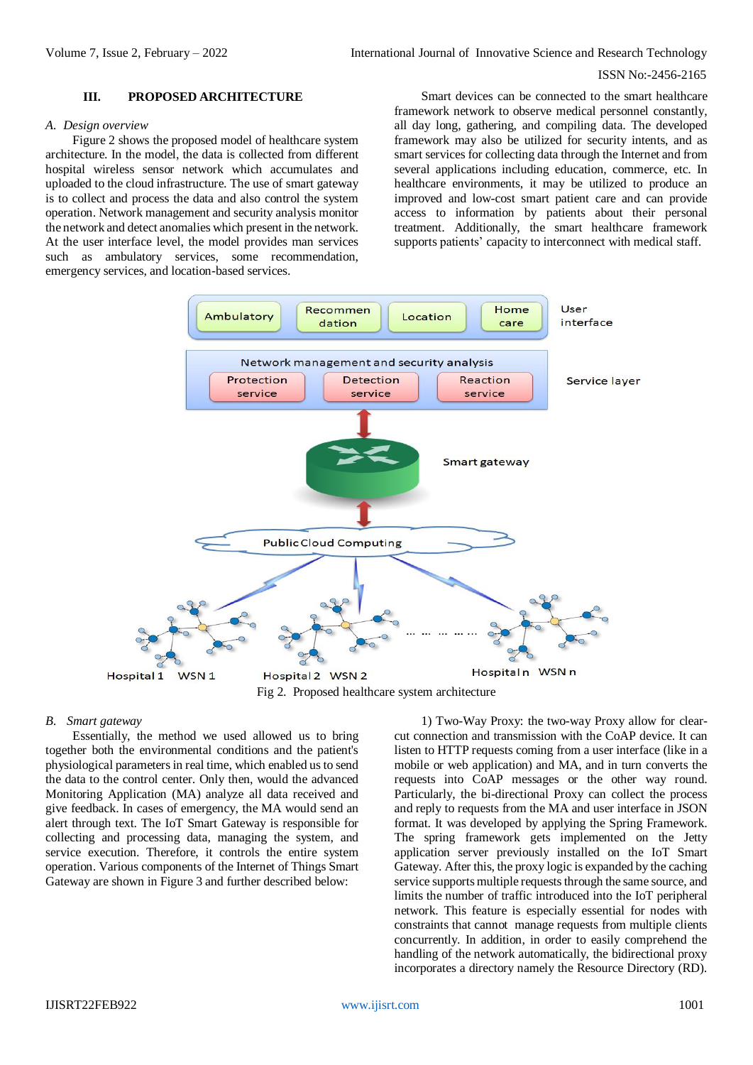## III. PROPOSED ARCHITECTURE

### A. Design overview

Figure 2 shows the proposed model of healthcare system architecture. In the model, the data is collected from different hospital wireless sensor network which accumulates and uploaded to the cloud infrastructure. The use of smart gateway is to collect and process the data and also control the system operation. Network management and security analysis monitor the network and detect anomalies which present in the network. At the user interface level, the model provides man services such as ambulatory services, some recommendation, emergency services, and location-based services.

Smart devices can be connected to the smart healthcare framework network to observe medical personnel constantly, all day long, gathering, and compiling data. The developed framework may also be utilized for security intents, and as smart services for collecting data through the Internet and from several applications including education, commerce, etc. In healthcare environments, it may be utilized to produce an improved and low-cost smart patient care and can provide access to information by patients about their personal treatment. Additionally, the smart healthcare framework supports patients' capacity to interconnect with medical staff.

Fig 2. Proposed healthcare system architecture

### B. Smart gateway

Essentially, the method we used allowed us to bring together both the environmental conditions and the patient's physiological parameters in real time, which enabled us to send the data to the control center. Only then, would the advanced Monitoring Application (MA) analyze all data received and give feedback. In cases of emergency, the MA would send an alert through text. The IoT Smart Gateway is responsible for collecting and processing data, managing the system, and service execution. Therefore, it controls the entire system operation. Various components of the Internet of Things Smart Gateway are shown in Figure 3 and further described below:

1) Two-Way Proxy: the two-way Proxy allow for clear-cut connection and transmission with the CoAP device. It can listen to HTTP requests coming from a user interface (like in a mobile or web application) and MA, and in turn converts the requests into CoAP messages or the other way round. Particularly, the bi-directional Proxy can collect the process and reply to requests from the MA and user interface in JSON format. It was developed by applying the Spring Framework. The spring framework gets implemented on the Jetty application server previously installed on the IoT Smart Gateway. After this, the proxy logic is expanded by the caching service supports multiple requests through the same source, and limits the number of traffic introduced into the IoT peripheral network. This feature is especially essential for nodes with constraints that cannot manage requests from multiple clients concurrently. In addition, in order to easily comprehend the handling of the network automatically, the bidirectional proxy incorporates a directory namely the Resource Directory (RD).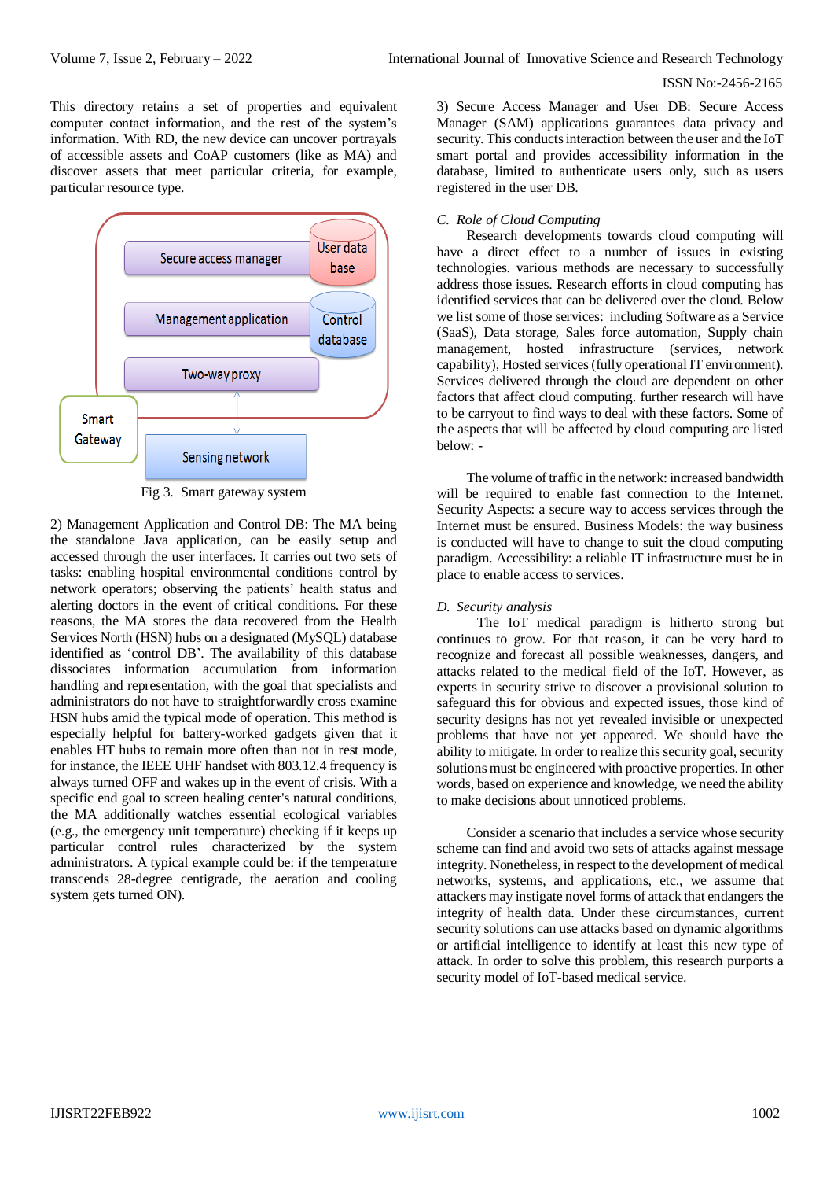This directory retains a set of properties and equivalent computer contact information, and the rest of the system's information. With RD, the new device can uncover portrayals of accessible assets and CoAP customers (like as MA) and discover assets that meet particular criteria, for example, particular resource type.

Fig 3. Smart gateway system

2) Management Application and Control DB: The MA being the standalone Java application, can be easily setup and accessed through the user interfaces. It carries out two sets of tasks: enabling hospital environmental conditions control by network operators; observing the patients' health status and alerting doctors in the event of critical conditions. For these reasons, the MA stores the data recovered from the Health Services North (HSN) hubs on a designated (MySQL) database identified as 'control DB'. The availability of this database dissociates information accumulation from information handling and representation, with the goal that specialists and administrators do not have to straightforwardly cross examine HSN hubs amid the typical mode of operation. This method is especially helpful for battery-worked gadgets given that it enables HT hubs to remain more often than not in rest mode, for instance, the IEEE UHF handset with 803.12.4 frequency is always turned OFF and wakes up in the event of crisis. With a specific end goal to screen healing center's natural conditions, the MA additionally watches essential ecological variables (e.g., the emergency unit temperature) checking if it keeps up particular control rules characterized by the system administrators. A typical example could be: if the temperature transcends 28-degree centigrade, the aeration and cooling system gets turned ON).

3) Secure Access Manager and User DB: Secure Access Manager (SAM) applications guarantees data privacy and security. This conducts interaction between the user and the IoT smart portal and provides accessibility information in the database, limited to authenticate users only, such as users registered in the user DB.

### *C. Role of Cloud Computing*

Research developments towards cloud computing will have a direct effect to a number of issues in existing technologies. various methods are necessary to successfully address those issues. Research efforts in cloud computing has identified services that can be delivered over the cloud. Below we list some of those services: including Software as a Service (SaaS), Data storage, Sales force automation, Supply chain management, hosted infrastructure (services, network capability), Hosted services (fully operational IT environment). Services delivered through the cloud are dependent on other factors that affect cloud computing. further research will have to be carryout to find ways to deal with these factors. Some of the aspects that will be affected by cloud computing are listed below: -

The volume of traffic in the network: increased bandwidth will be required to enable fast connection to the Internet. Security Aspects: a secure way to access services through the Internet must be ensured. Business Models: the way business is conducted will have to change to suit the cloud computing paradigm. Accessibility: a reliable IT infrastructure must be in place to enable access to services.

### *D. Security analysis*

The IoT medical paradigm is hitherto strong but continues to grow. For that reason, it can be very hard to recognize and forecast all possible weaknesses, dangers, and attacks related to the medical field of the IoT. However, as experts in security strive to discover a provisional solution to safeguard this for obvious and expected issues, those kind of security designs has not yet revealed invisible or unexpected problems that have not yet appeared. We should have the ability to mitigate. In order to realize this security goal, security solutions must be engineered with proactive properties. In other words, based on experience and knowledge, we need the ability to make decisions about unnoticed problems.

Consider a scenario that includes a service whose security scheme can find and avoid two sets of attacks against message integrity. Nonetheless, in respect to the development of medical networks, systems, and applications, etc., we assume that attackers may instigate novel forms of attack that endangers the integrity of health data. Under these circumstances, current security solutions can use attacks based on dynamic algorithms or artificial intelligence to identify at least this new type of attack. In order to solve this problem, this research purports a security model of IoT-based medical service.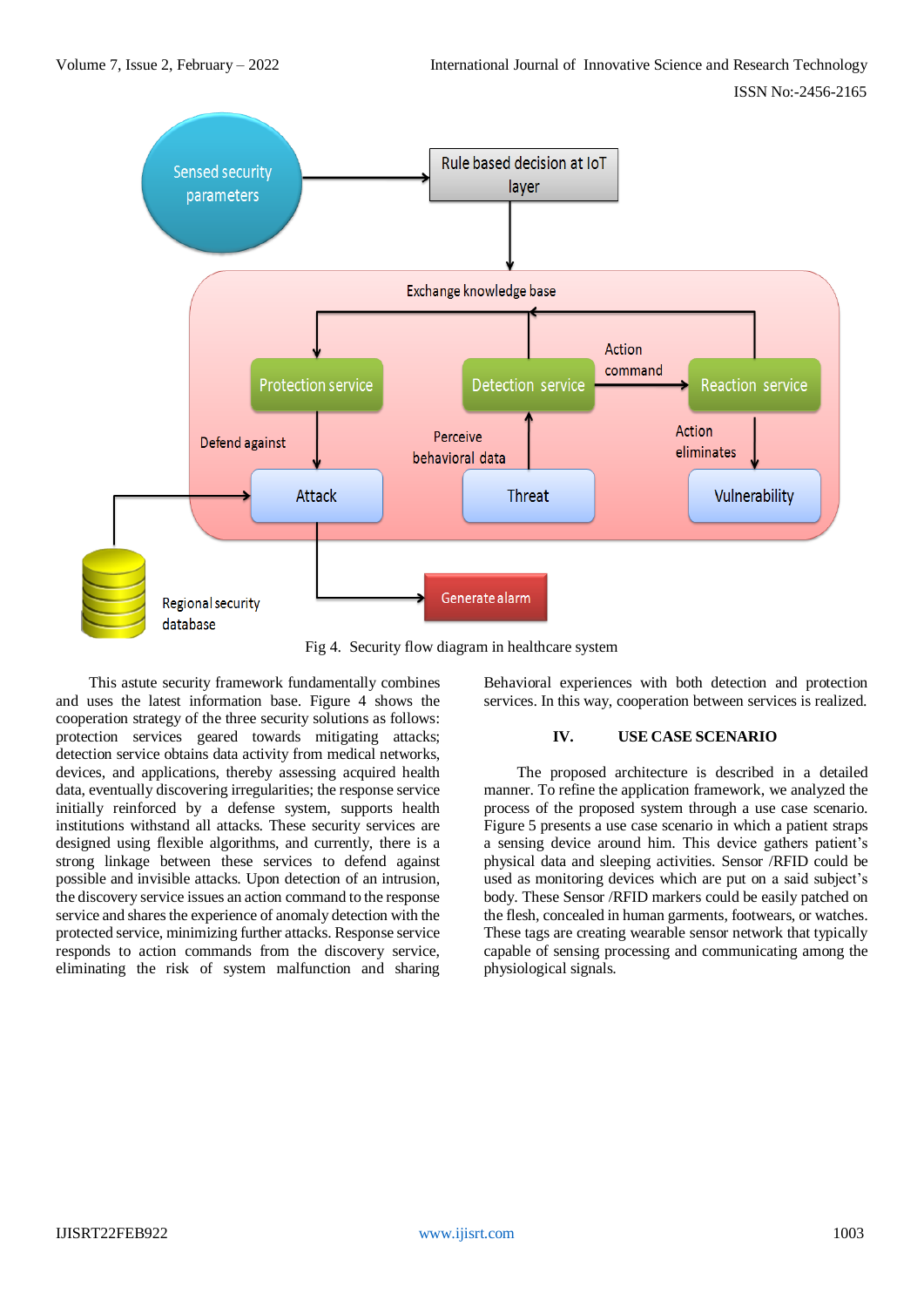Fig 4. Security flow diagram in healthcare system

This astute security framework fundamentally combines and uses the latest information base. Figure 4 shows the cooperation strategy of the three security solutions as follows: protection services geared towards mitigating attacks; detection service obtains data activity from medical networks, devices, and applications, thereby assessing acquired health data, eventually discovering irregularities; the response service initially reinforced by a defense system, supports health institutions withstand all attacks. These security services are designed using flexible algorithms, and currently, there is a strong linkage between these services to defend against possible and invisible attacks. Upon detection of an intrusion, the discovery service issues an action command to the response service and shares the experience of anomaly detection with the protected service, minimizing further attacks. Response service responds to action commands from the discovery service, eliminating the risk of system malfunction and sharing Behavioral experiences with both detection and protection services. In this way, cooperation between services is realized.

## IV. USE CASE SCENARIO

The proposed architecture is described in a detailed manner. To refine the application framework, we analyzed the process of the proposed system through a use case scenario. Figure 5 presents a use case scenario in which a patient straps a sensing device around him. This device gathers patient's physical data and sleeping activities. Sensor /RFID could be used as monitoring devices which are put on a said subject's body. These Sensor /RFID markers could be easily patched on the flesh, concealed in human garments, footwears, or watches. These tags are creating wearable sensor network that typically capable of sensing processing and communicating among the physiological signals.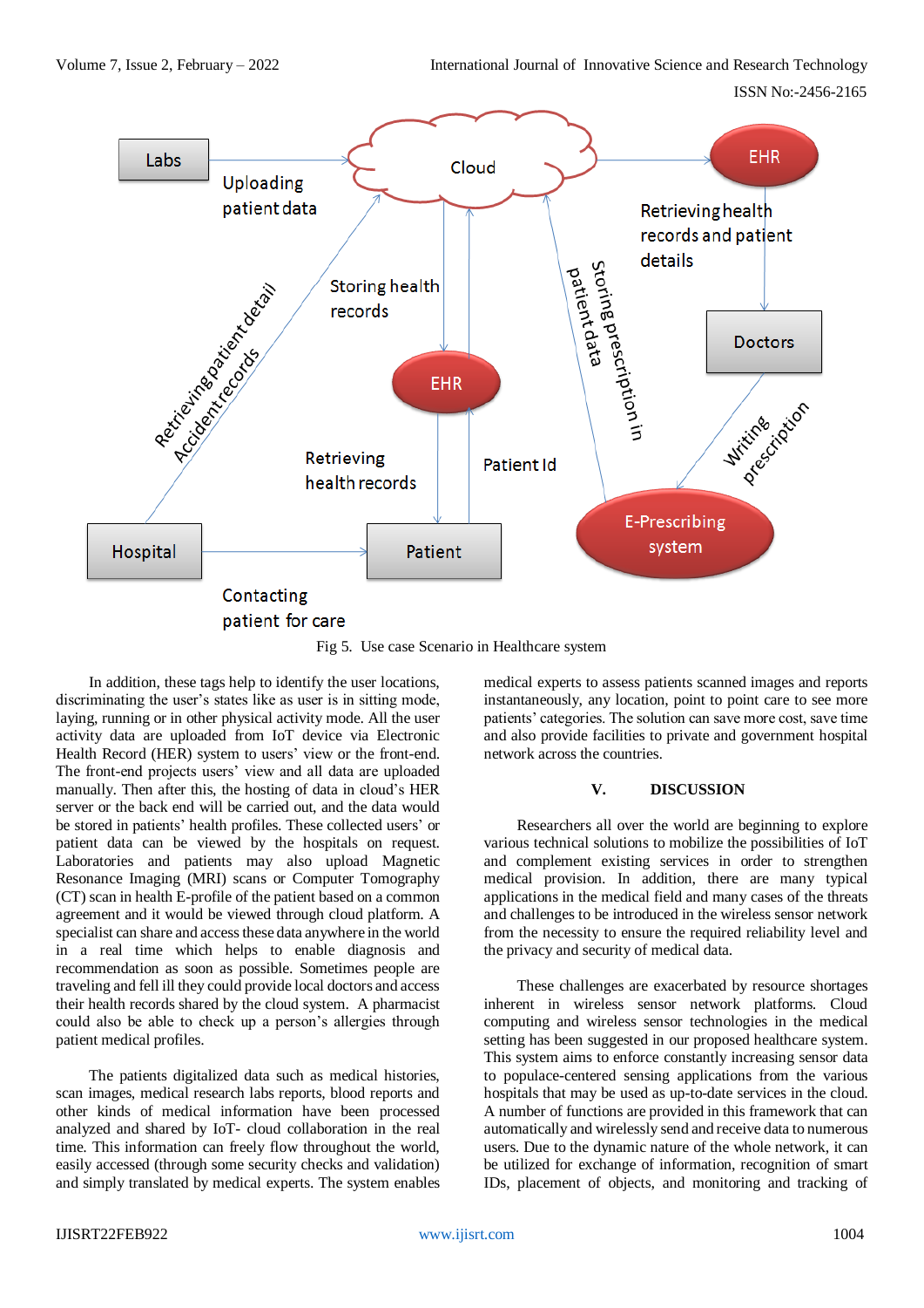Fig 5. Use case Scenario in Healthcare system

In addition, these tags help to identify the user locations, discriminating the user's states like as user is in sitting mode, laying, running or in other physical activity mode. All the user activity data are uploaded from IoT device via Electronic Health Record (HER) system to users' view or the front-end. The front-end projects users' view and all data are uploaded manually. Then after this, the hosting of data in cloud's HER server or the back end will be carried out, and the data would be stored in patients' health profiles. These collected users' or patient data can be viewed by the hospitals on request. Laboratories and patients may also upload Magnetic Resonance Imaging (MRI) scans or Computer Tomography (CT) scan in health E-profile of the patient based on a common agreement and it would be viewed through cloud platform. A specialist can share and access these data anywhere in the world in a real time which helps to enable diagnosis and recommendation as soon as possible. Sometimes people are traveling and fell ill they could provide local doctors and access their health records shared by the cloud system. A pharmacist could also be able to check up a person's allergies through patient medical profiles.

The patients digitalized data such as medical histories, scan images, medical research labs reports, blood reports and other kinds of medical information have been processed analyzed and shared by IoT- cloud collaboration in the real time. This information can freely flow throughout the world, easily accessed (through some security checks and validation) and simply translated by medical experts. The system enables medical experts to assess patients scanned images and reports instantaneously, any location, point to point care to see more patients' categories. The solution can save more cost, save time and also provide facilities to private and government hospital network across the countries.

## V. DISCUSSION

Researchers all over the world are beginning to explore various technical solutions to mobilize the possibilities of IoT and complement existing services in order to strengthen medical provision. In addition, there are many typical applications in the medical field and many cases of the threats and challenges to be introduced in the wireless sensor network from the necessity to ensure the required reliability level and the privacy and security of medical data.

These challenges are exacerbated by resource shortages inherent in wireless sensor network platforms. Cloud computing and wireless sensor technologies in the medical setting has been suggested in our proposed healthcare system. This system aims to enforce constantly increasing sensor data to populace-centered sensing applications from the various hospitals that may be used as up-to-date services in the cloud. A number of functions are provided in this framework that can automatically and wirelessly send and receive data to numerous users. Due to the dynamic nature of the whole network, it can be utilized for exchange of information, recognition of smart IDs, placement of objects, and monitoring and tracking of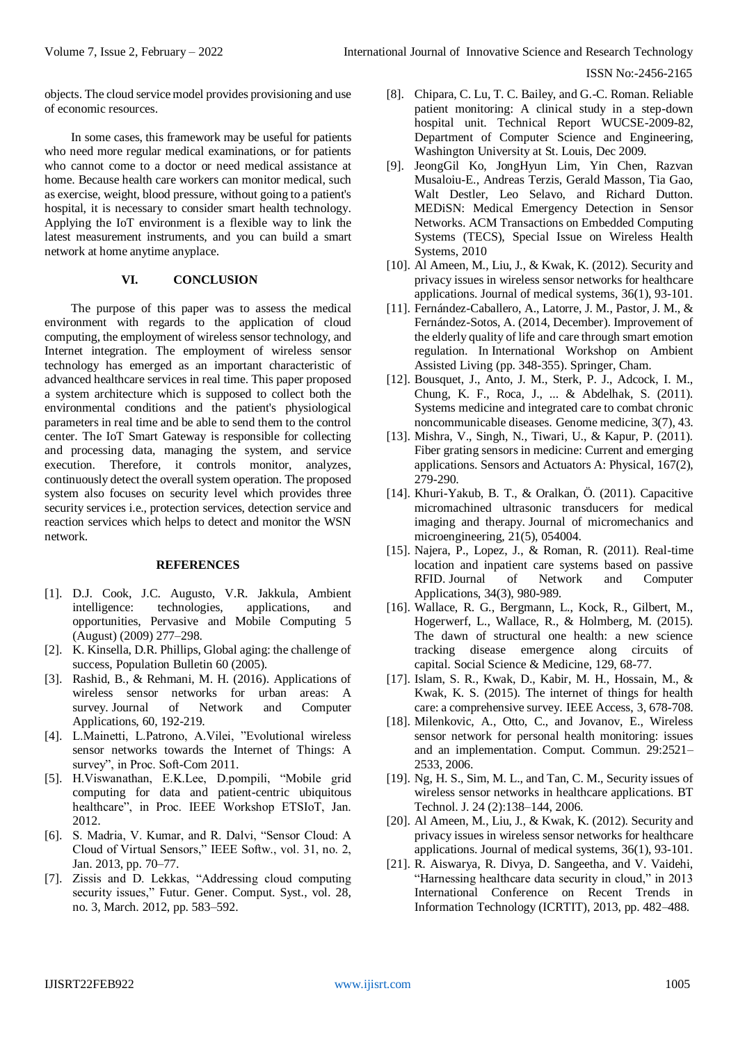objects. The cloud service model provides provisioning and use of economic resources.

In some cases, this framework may be useful for patients who need more regular medical examinations, or for patients who cannot come to a doctor or need medical assistance at home. Because health care workers can monitor medical, such as exercise, weight, blood pressure, without going to a patient's hospital, it is necessary to consider smart health technology. Applying the IoT environment is a flexible way to link the latest measurement instruments, and you can build a smart network at home anytime anyplace.

## VI. CONCLUSION

The purpose of this paper was to assess the medical environment with regards to the application of cloud computing, the employment of wireless sensor technology, and Internet integration. The employment of wireless sensor technology has emerged as an important characteristic of advanced healthcare services in real time. This paper proposed a system architecture which is supposed to collect both the environmental conditions and the patient's physiological parameters in real time and be able to send them to the control center. The IoT Smart Gateway is responsible for collecting and processing data, managing the system, and service execution. Therefore, it controls monitor, analyzes, continuously detect the overall system operation. The proposed system also focuses on security level which provides three security services i.e., protection services, detection service and reaction services which helps to detect and monitor the WSN network.

## REFERENCES

- [1]. D.J. Cook, J.C. Augusto, V.R. Jakkula, Ambient intelligence: technologies, applications, and opportunities, Pervasive and Mobile Computing 5 (August) (2009) 277–298.
- [2]. K. Kinsella, D.R. Phillips, Global aging: the challenge of success, Population Bulletin 60 (2005).
- [3]. Rashid, B., & Rehmani, M. H. (2016). Applications of wireless sensor networks for urban areas: A survey. Journal of Network and Computer Applications, 60, 192-219.
- [4]. L.Mainetti, L.Patrono, A.Vilei, "Evolutional wireless sensor networks towards the Internet of Things: A survey", in Proc. Soft-Com 2011.
- [5]. H.Viswanathan, E.K.Lee, D.pompili, "Mobile grid computing for data and patient-centric ubiquitous healthcare", in Proc. IEEE Workshop ETSIoT, Jan. 2012.
- [6]. S. Madria, V. Kumar, and R. Dalvi, "Sensor Cloud: A Cloud of Virtual Sensors," IEEE Softw., vol. 31, no. 2, Jan. 2013, pp. 70–77.
- [7]. Zissis and D. Lekkas, "Addressing cloud computing security issues," Futur. Gener. Comput. Syst., vol. 28, no. 3, March. 2012, pp. 583–592.
- [8]. Chipara, C. Lu, T. C. Bailey, and G.-C. Roman. Reliable patient monitoring: A clinical study in a step-down hospital unit. Technical Report WUCSE-2009-82, Department of Computer Science and Engineering, Washington University at St. Louis, Dec 2009.
- [9]. JeongGil Ko, JongHyun Lim, Yin Chen, Razvan Musaloiu-E., Andreas Terzis, Gerald Masson, Tia Gao, Walt Destler, Leo Selavo, and Richard Dutton. MEDiSN: Medical Emergency Detection in Sensor Networks. ACM Transactions on Embedded Computing Systems (TECS), Special Issue on Wireless Health Systems, 2010
- [10]. Al Ameen, M., Liu, J., & Kwak, K. (2012). Security and privacy issues in wireless sensor networks for healthcare applications. Journal of medical systems, 36(1), 93-101.
- [11]. Fernández-Caballero, A., Latorre, J. M., Pastor, J. M., & Fernández-Sotos, A. (2014, December). Improvement of the elderly quality of life and care through smart emotion regulation. In International Workshop on Ambient Assisted Living (pp. 348-355). Springer, Cham.
- [12]. Bousquet, J., Anto, J. M., Sterk, P. J., Adcock, I. M., Chung, K. F., Roca, J., ... & Abdelhak, S. (2011). Systems medicine and integrated care to combat chronic noncommunicable diseases. Genome medicine, 3(7), 43.
- [13]. Mishra, V., Singh, N., Tiwari, U., & Kapur, P. (2011). Fiber grating sensors in medicine: Current and emerging applications. Sensors and Actuators A: Physical, 167(2), 279-290.
- [14]. Khuri-Yakub, B. T., & Oralkan, Ö. (2011). Capacitive micromachined ultrasonic transducers for medical imaging and therapy. Journal of micromechanics and microengineering, 21(5), 054004.
- [15]. Najera, P., Lopez, J., & Roman, R. (2011). Real-time location and inpatient care systems based on passive RFID. Journal of Network and Computer Applications, 34(3), 980-989.
- [16]. Wallace, R. G., Bergmann, L., Kock, R., Gilbert, M., Hogerwerf, L., Wallace, R., & Holmberg, M. (2015). The dawn of structural one health: a new science tracking disease emergence along circuits of capital. Social Science & Medicine, 129, 68-77.
- [17]. Islam, S. R., Kwak, D., Kabir, M. H., Hossain, M., & Kwak, K. S. (2015). The internet of things for health care: a comprehensive survey. IEEE Access, 3, 678-708.
- [18]. Milenkovic, A., Otto, C., and Jovanov, E., Wireless sensor network for personal health monitoring: issues and an implementation. Comput. Commun. 29:2521–2533, 2006.
- [19]. Ng, H. S., Sim, M. L., and Tan, C. M., Security issues of wireless sensor networks in healthcare applications. BT Technol. J. 24 (2):138–144, 2006.
- [20]. Al Ameen, M., Liu, J., & Kwak, K. (2012). Security and privacy issues in wireless sensor networks for healthcare applications. Journal of medical systems, 36(1), 93-101.
- [21]. R. Aiswarya, R. Divya, D. Sangeetha, and V. Vaidehi, "Harnessing healthcare data security in cloud," in 2013 International Conference on Recent Trends in Information Technology (ICRTIT), 2013, pp. 482–488.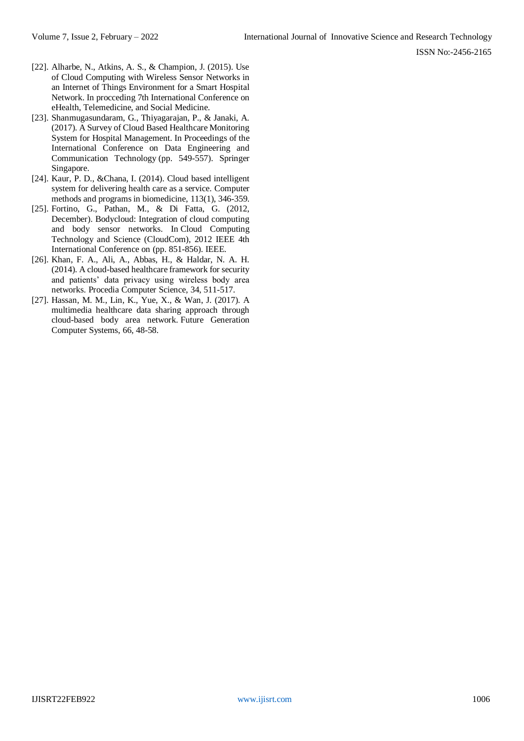[22]. Alharbe, N., Atkins, A. S., & Champion, J. (2015). Use of Cloud Computing with Wireless Sensor Networks in an Internet of Things Environment for a Smart Hospital Network. In procceding 7th International Conference on eHealth, Telemedicine, and Social Medicine.

[23]. Shanmugasundaram, G., Thiyagarajan, P., & Janaki, A. (2017). A Survey of Cloud Based Healthcare Monitoring System for Hospital Management. In Proceedings of the International Conference on Data Engineering and Communication Technology (pp. 549-557). Springer Singapore.

[24]. Kaur, P. D., &Chana, I. (2014). Cloud based intelligent system for delivering health care as a service. Computer methods and programs in biomedicine, 113(1), 346-359.

[25]. Fortino, G., Pathan, M., & Di Fatta, G. (2012, December). Bodycloud: Integration of cloud computing and body sensor networks. In Cloud Computing Technology and Science (CloudCom), 2012 IEEE 4th International Conference on (pp. 851-856). IEEE.

[26]. Khan, F. A., Ali, A., Abbas, H., & Haldar, N. A. H. (2014). A cloud-based healthcare framework for security and patients' data privacy using wireless body area networks. Procedia Computer Science, 34, 511-517.

[27]. Hassan, M. M., Lin, K., Yue, X., & Wan, J. (2017). A multimedia healthcare data sharing approach through cloud-based body area network. Future Generation Computer Systems, 66, 48-58.